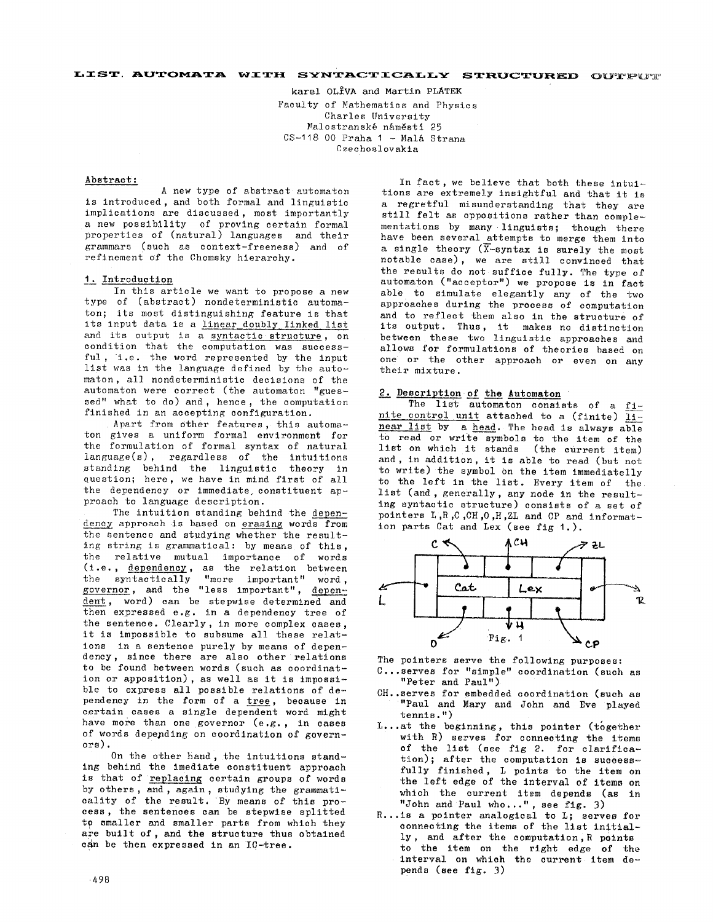# LIST AUTOMATA WITH SYNTACTICALLY STRUCTURED OUTPUT

karel OLÍVA and Martin PLÁTEK
Faculty of Mathematics and Physics
Charles University
Malostranské náměstí 25
CS-118 00 Praha 1 - Malá Strana
Czechoslovakia

**Abstract:**

A new type of abstract automaton is introduced, and both formal and linguistic implications are discussed, most importantly a new possibility of proving certain formal properties of (natural) languages and their grammars (such as context-freeness) and of refinement of the Chomsky hierarchy.

## 1. Introduction

In this article we want to propose a new type of (abstract) nondeterministic automaton; its most distinguishing feature is that its input data is a linear doubly linked list and its output is a syntactic structure, on condition that the computation was successful, i.e. the word represented by the input list was in the language defined by the automaton, all nondeterministic decisions of the automaton were correct (the automaton "guessed" what to do) and, hence, the computation finished in an accepting configuration.

Apart from other features, this automaton gives a uniform formal environment for the formulation of formal syntax of natural language(s), regardless of the intuitions standing behind the linguistic theory in question; here, we have in mind first of all the dependency or immediate constituent approach to language description.

The intuition standing behind the dependency approach is based on erasing words from the sentence and studying whether the resulting string is grammatical: by means of this, the relative mutual importance of words (i.e., dependency, as the relation between the syntactically "more important" word, governor, and the "less important", dependent, word) can be stepwise determined and then expressed e.g. in a dependency tree of the sentence. Clearly, in more complex cases, it is impossible to subsume all these relations in a sentence purely by means of dependency, since there are also other relations to be found between words (such as coordination or apposition), as well as it is impossible to express all possible relations of dependency in the form of a tree, because in certain cases a single dependent word might have more than one governor (e.g., in cases of words depending on coordination of governors).

On the other hand, the intuitions standing behind the imediate constituent approach is that of replacing certain groups of words by others, and, again, studying the grammaticality of the result. By means of this process, the sentences can be stepwise splitted to smaller and smaller parts from which they are built of, and the structure thus obtained can be then expressed in an IC-tree.

In fact, we believe that both these intuitions are extremely insightful and that it is a regretful misunderstanding that they are still felt as oppositions rather than complementations by many linguists; though there have been several attempts to merge them into a single theory ($\bar{X}$-syntax is surely the most notable case), we are still convinced that the results do not suffice fully. The type of automaton ("acceptor") we propose is in fact able to simulate elegantly any of the two approaches during the process of computation and to reflect them also in the structure of its output. Thus, it makes no distinction between these two linguistic approaches and allows for formulations of theories based on one or the other approach or even on any their mixture.

## 2. Description of the Automaton

The list automaton consists of a finite control unit attached to a (finite) linear list by a head. The head is always able to read or write symbols to the item of the list on which it stands (the current item) and, in addition, it is able to read (but not to write) the symbol on the item immediatelly to the left in the list. Every item of the list (and, generally, any node in the resulting syntactic structure) consists of a set of pointers L,R,C,CH,O,H,ZL and CP and information parts Cat and Lex (see fig 1.).

Fig. 1

The pointers serve the following purposes:

C...serves for "simple" coordination (such as "Peter and Paul")

CH..serves for embedded coordination (such as "Paul and Mary and John and Eve played tennis.")

L...at the beginning, this pointer (together with R) serves for connecting the items of the list (see fig 2. for clarification); after the computation is successfully finished, L points to the item on the left edge of the interval of items on which the current item depends (as in "John and Paul who...", see fig. 3)

R...is a pointer analogical to L; serves for connecting the items of the list initially, and after the computation, R points to the item on the right edge of the interval on which the current item depends (see fig. 3)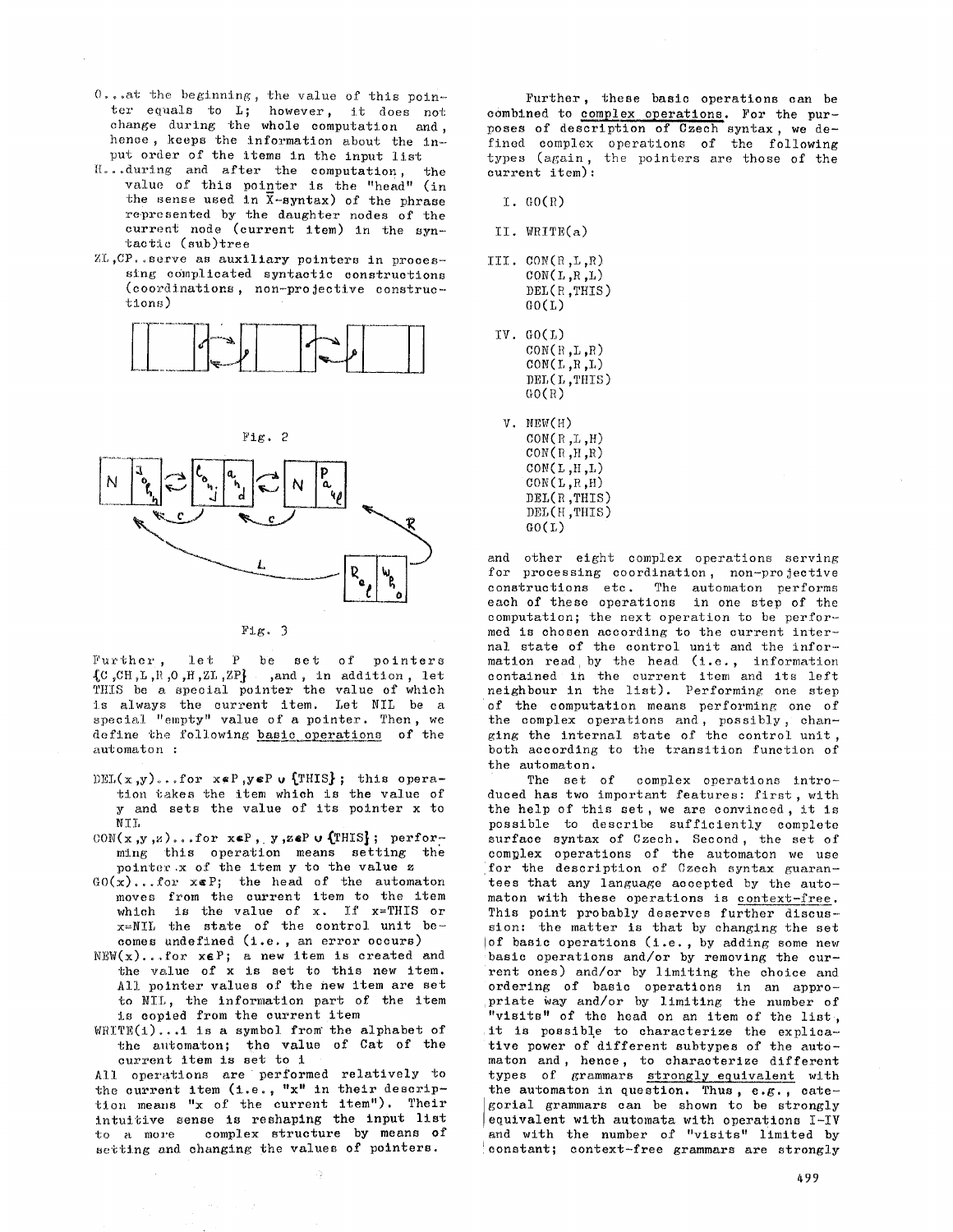O...at the beginning, the value of this pointer equals to L; however, it does not change during the whole computation and, hence, keeps the information about the input order of the items in the input list

H...during and after the computation, the value of this pointer is the "head" (in the sense used in $\bar{X}$-syntax) of the phrase represented by the daughter nodes of the current node (current item) in the syntactic (sub)tree

ZL,CP..serve as auxiliary pointers in processing complicated syntactic constructions (coordinations, non-projective constructions)

Fig. 2

Fig. 3

Further, let P be set of pointers {C,CH,L,R,O,H,ZL,ZP} ,and, in addition, let THIS be a special pointer the value of which is always the current item. Let NIL be a special "empty" value of a pointer. Then, we define the following <u>basic operations</u> of the automaton :

DEL(x,y)...for $x \in P$, $y \in P \cup$ {THIS}; this operation takes the item which is the value of y and sets the value of its pointer x to NIL

CON(x,y,z)...for $x \in P$, $y,z \in P \cup$ {THIS}; performing this operation means setting the pointer x of the item y to the value z

GO(x)...for $x \in P$; the head of the automaton moves from the current item to the item which is the value of x. If x=THIS or x=NIL the state of the control unit becomes undefined (i.e., an error occurs)

NEW(x)...for $x \in P$; a new item is created and the value of x is set to this new item. All pointer values of the new item are set to NIL, the information part of the item is copied from the current item

WRITE(i)...i is a symbol from the alphabet of the automaton; the value of Cat of the current item is set to i

All operations are performed relatively to the current item (i.e., "x" in their description means "x of the current item"). Their intuitive sense is reshaping the input list to a more complex structure by means of setting and changing the values of pointers.

Further, these basic operations can be combined to <u>complex operations</u>. For the purposes of description of Czech syntax, we defined complex operations of the following types (again, the pointers are those of the current item):

I. GO(R)

II. WRITE(a)

III. CON(R,L,R)
CON(L,R,L)
DEL(R,THIS)
GO(L)

IV. GO(L)
CON(R,L,R)
CON(L,R,L)
DEL(L,THIS)
GO(R)

V. NEW(H)
CON(R,L,H)
CON(R,H,R)
CON(L,H,L)
CON(L,R,H)
DEL(R,THIS)
DEL(H,THIS)
GO(L)

and other eight complex operations serving for processing coordination, non-projective constructions etc. The automaton performs each of these operations in one step of the computation; the next operation to be performed is chosen according to the current internal state of the control unit and the information read by the head (i.e., information contained in the current item and its left neighbour in the list). Performing one step of the computation means performing one of the complex operations and, possibly, changing the internal state of the control unit, both according to the transition function of the automaton.

The set of complex operations introduced has two important features: first, with the help of this set, we are convinced, it is possible to describe sufficiently complete surface syntax of Czech. Second, the set of complex operations of the automaton we use for the description of Czech syntax guarantees that any language accepted by the automaton with these operations is <u>context-free</u>. This point probably deserves further discussion: the matter is that by changing the set of basic operations (i.e., by adding some new basic operations and/or by removing the current ones) and/or by limiting the choice and ordering of basic operations in an appropriate way and/or by limiting the number of "visits" of the head on an item of the list, it is possible to characterize the explicative power of different subtypes of the automaton and, hence, to characterize different types of grammars <u>strongly equivalent</u> with the automaton in question. Thus, e.g., categorial grammars can be shown to be strongly equivalent with automata with operations I-IV and with the number of "visits" limited by constant; context-free grammars are strongly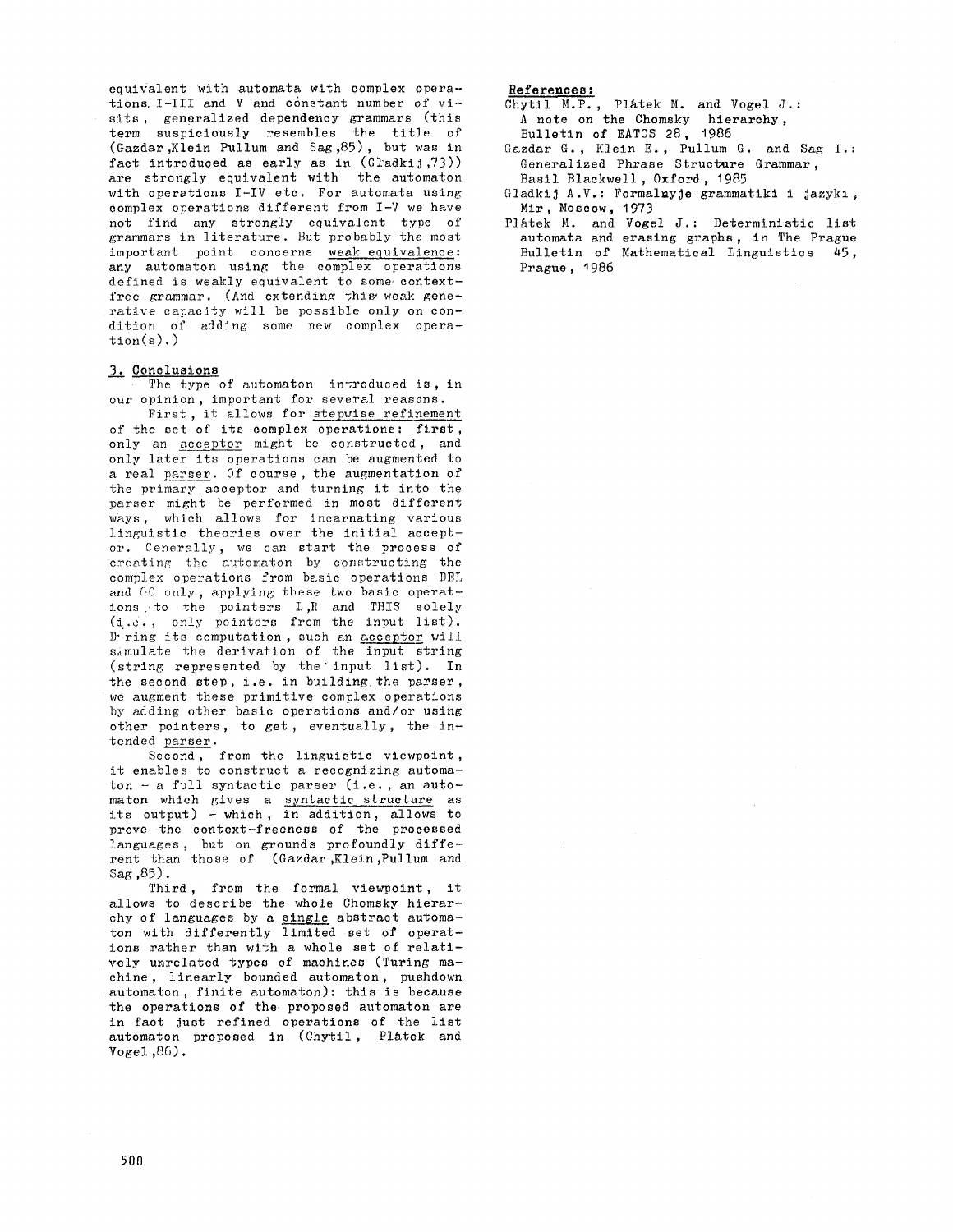equivalent with automata with complex operations I-III and V and constant number of visits, generalized dependency grammars (this term suspiciously resembles the title of (Gazdar ,Klein Pullum and Sag ,85), but was in fact introduced as early as in (Gladkij ,73)) are strongly equivalent with the automaton with operations I-IV etc. For automata using complex operations different from I-V we have not find any strongly equivalent type of grammars in literature. But probably the most important point concerns weak equivalence: any automaton using the complex operations defined is weakly equivalent to some context-free grammar. (And extending this weak generative capacity will be possible only on condition of adding some new complex operation(s).)

## 3. Conclusions

The type of automaton introduced is, in our opinion, important for several reasons.

First, it allows for stepwise refinement of the set of its complex operations: first, only an acceptor might be constructed, and only later its operations can be augmented to a real parser. Of course, the augmentation of the primary acceptor and turning it into the parser might be performed in most different ways, which allows for incarnating various linguistic theories over the initial acceptor. Generally, we can start the process of creating the automaton by constructing the complex operations from basic operations DEL and GO only, applying these two basic operations to the pointers L,R and THIS solely (i.e., only pointers from the input list). During its computation, such an acceptor will simulate the derivation of the input string (string represented by the input list). In the second step, i.e. in building the parser, we augment these primitive complex operations by adding other basic operations and/or using other pointers, to get, eventually, the intended parser.

Second, from the linguistic viewpoint, it enables to construct a recognizing automaton – a full syntactic parser (i.e., an automaton which gives a syntactic structure as its output) – which, in addition, allows to prove the context-freeness of the processed languages, but on grounds profoundly different than those of (Gazdar ,Klein ,Pullum and Sag ,85).

Third, from the formal viewpoint, it allows to describe the whole Chomsky hierarchy of languages by a single abstract automaton with differently limited set of operations rather than with a whole set of relatively unrelated types of machines (Turing machine, linearly bounded automaton, pushdown automaton, finite automaton): this is because the operations of the proposed automaton are in fact just refined operations of the list automaton proposed in (Chytil, Plátek and Vogel ,86).

## References:

Chytil M.P., Plátek M. and Vogel J.: A note on the Chomsky hierarchy, Bulletin of EATCS 28, 1986

Gazdar G., Klein E., Pullum G. and Sag I.: Generalized Phrase Structure Grammar, Basil Blackwell, Oxford, 1985

Gladkij A.V.: Formalnyje grammatiki i jazyki, Mir, Moscow, 1973

Plátek M. and Vogel J.: Deterministic list automata and erasing graphs, in The Prague Bulletin of Mathematical Linguistics 45, Prague, 1986